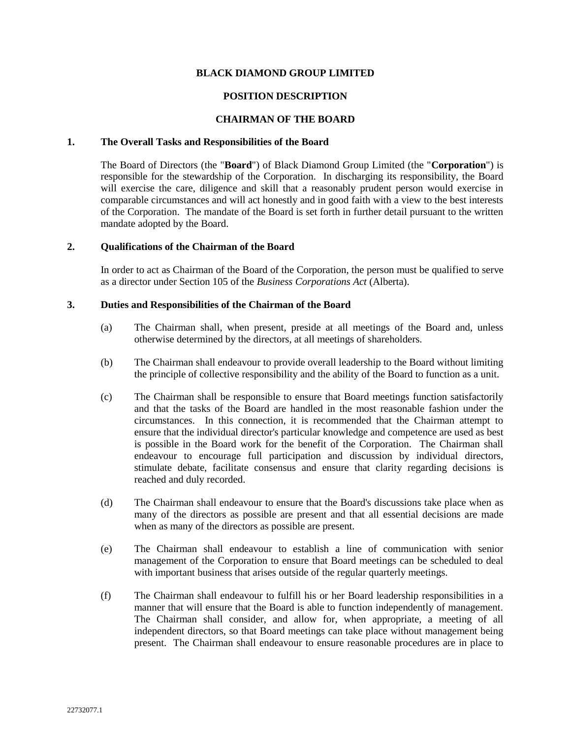# BLACK DIAMOND GROUP LIMITED

## POSITION DESCRIPTION

## CHAIRMAN OF THE BOARD

### 1. The Overall Tasks and Responsibilities of the Board

The Board of Directors (the "**Board**") of Black Diamond Group Limited (the "**Corporation**") is responsible for the stewardship of the Corporation. In discharging its responsibility, the Board will exercise the care, diligence and skill that a reasonably prudent person would exercise in comparable circumstances and will act honestly and in good faith with a view to the best interests of the Corporation. The mandate of the Board is set forth in further detail pursuant to the written mandate adopted by the Board.

### 2. Qualifications of the Chairman of the Board

In order to act as Chairman of the Board of the Corporation, the person must be qualified to serve as a director under Section 105 of the *Business Corporations Act* (Alberta).

### 3. Duties and Responsibilities of the Chairman of the Board

(a) The Chairman shall, when present, preside at all meetings of the Board and, unless otherwise determined by the directors, at all meetings of shareholders.

(b) The Chairman shall endeavour to provide overall leadership to the Board without limiting the principle of collective responsibility and the ability of the Board to function as a unit.

(c) The Chairman shall be responsible to ensure that Board meetings function satisfactorily and that the tasks of the Board are handled in the most reasonable fashion under the circumstances. In this connection, it is recommended that the Chairman attempt to ensure that the individual director's particular knowledge and competence are used as best is possible in the Board work for the benefit of the Corporation. The Chairman shall endeavour to encourage full participation and discussion by individual directors, stimulate debate, facilitate consensus and ensure that clarity regarding decisions is reached and duly recorded.

(d) The Chairman shall endeavour to ensure that the Board's discussions take place when as many of the directors as possible are present and that all essential decisions are made when as many of the directors as possible are present.

(e) The Chairman shall endeavour to establish a line of communication with senior management of the Corporation to ensure that Board meetings can be scheduled to deal with important business that arises outside of the regular quarterly meetings.

(f) The Chairman shall endeavour to fulfill his or her Board leadership responsibilities in a manner that will ensure that the Board is able to function independently of management. The Chairman shall consider, and allow for, when appropriate, a meeting of all independent directors, so that Board meetings can take place without management being present. The Chairman shall endeavour to ensure reasonable procedures are in place to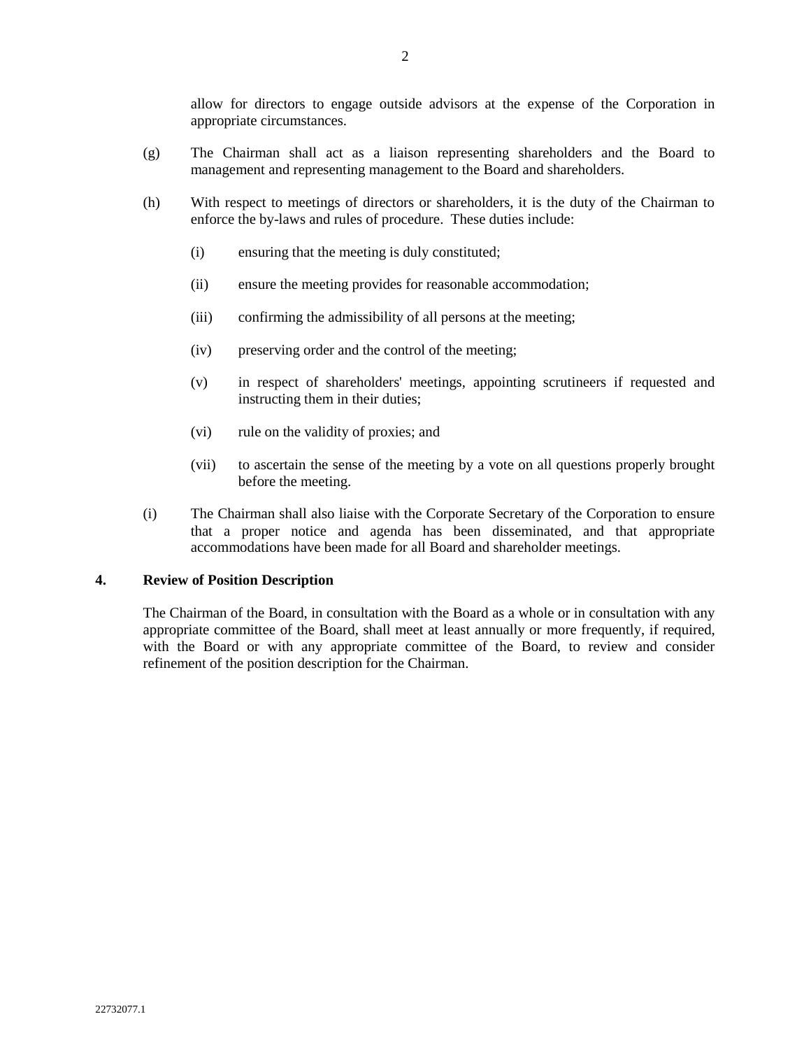allow for directors to engage outside advisors at the expense of the Corporation in appropriate circumstances.

(g) The Chairman shall act as a liaison representing shareholders and the Board to management and representing management to the Board and shareholders.

(h) With respect to meetings of directors or shareholders, it is the duty of the Chairman to enforce the by-laws and rules of procedure. These duties include:

- (i) ensuring that the meeting is duly constituted;
- (ii) ensure the meeting provides for reasonable accommodation;
- (iii) confirming the admissibility of all persons at the meeting;
- (iv) preserving order and the control of the meeting;
- (v) in respect of shareholders' meetings, appointing scrutineers if requested and instructing them in their duties;
- (vi) rule on the validity of proxies; and
- (vii) to ascertain the sense of the meeting by a vote on all questions properly brought before the meeting.

(i) The Chairman shall also liaise with the Corporate Secretary of the Corporation to ensure that a proper notice and agenda has been disseminated, and that appropriate accommodations have been made for all Board and shareholder meetings.

## 4. Review of Position Description

The Chairman of the Board, in consultation with the Board as a whole or in consultation with any appropriate committee of the Board, shall meet at least annually or more frequently, if required, with the Board or with any appropriate committee of the Board, to review and consider refinement of the position description for the Chairman.